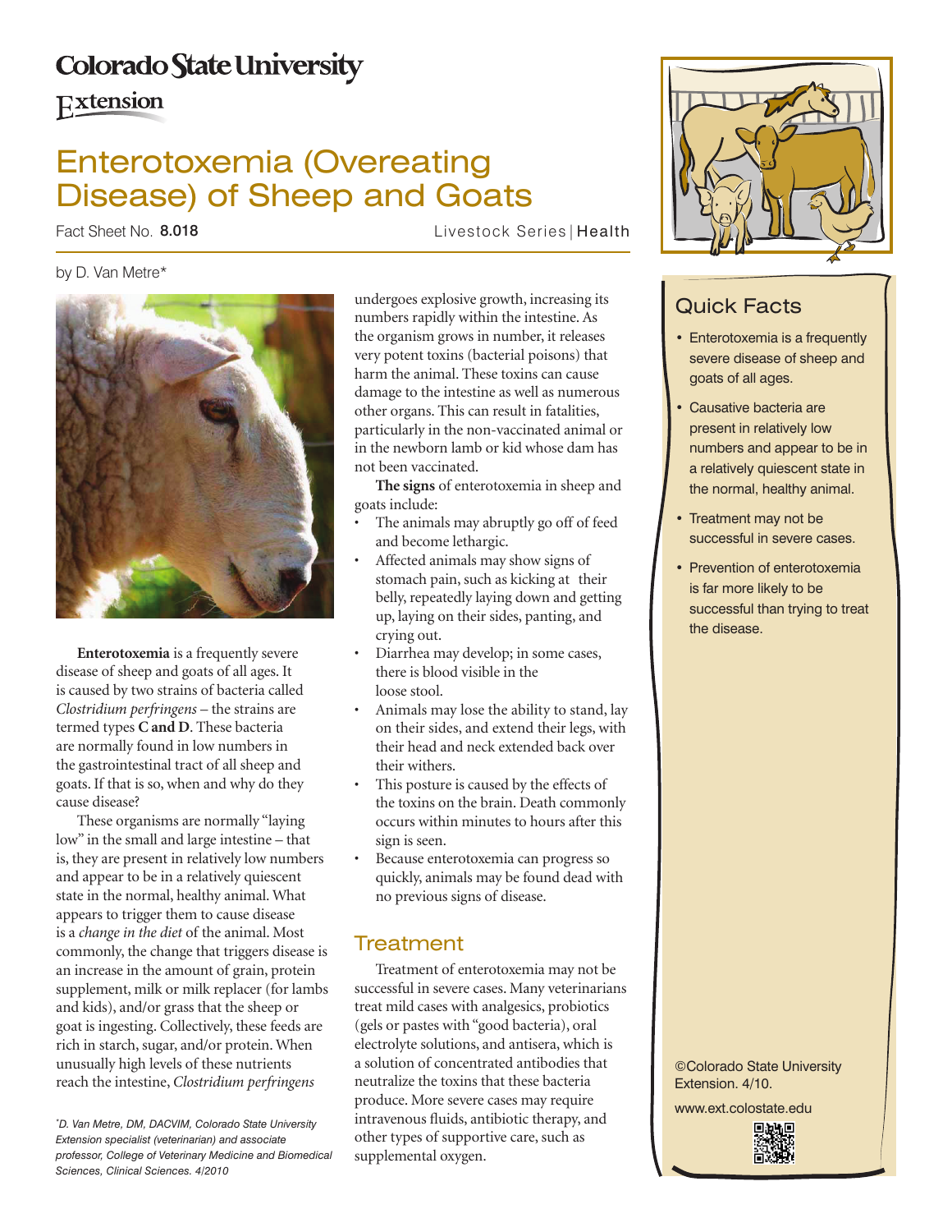Colorado State University

Extension

# Enterotoxemia (Overeating Disease) of Sheep and Goats

Fact Sheet No. **8.018**

Livestock Series | Health

by D. Van Metre*

**Enterotoxemia** is a frequently severe disease of sheep and goats of all ages. It is caused by two strains of bacteria called *Clostridium perfringens* – the strains are termed types **C and D**. These bacteria are normally found in low numbers in the gastrointestinal tract of all sheep and goats. If that is so, when and why do they cause disease?

These organisms are normally "laying low" in the small and large intestine – that is, they are present in relatively low numbers and appear to be in a relatively quiescent state in the normal, healthy animal. What appears to trigger them to cause disease is a *change in the diet* of the animal. Most commonly, the change that triggers disease is an increase in the amount of grain, protein supplement, milk or milk replacer (for lambs and kids), and/or grass that the sheep or goat is ingesting. Collectively, these feeds are rich in starch, sugar, and/or protein. When unusually high levels of these nutrients reach the intestine, *Clostridium perfringens* undergoes explosive growth, increasing its numbers rapidly within the intestine. As the organism grows in number, it releases very potent toxins (bacterial poisons) that harm the animal. These toxins can cause damage to the intestine as well as numerous other organs. This can result in fatalities, particularly in the non-vaccinated animal or in the newborn lamb or kid whose dam has not been vaccinated.

**The signs** of enterotoxemia in sheep and goats include:

- The animals may abruptly go off of feed and become lethargic.
- Affected animals may show signs of stomach pain, such as kicking at their belly, repeatedly laying down and getting up, laying on their sides, panting, and crying out.
- Diarrhea may develop; in some cases, there is blood visible in the loose stool.
- Animals may lose the ability to stand, lay on their sides, and extend their legs, with their head and neck extended back over their withers.
- This posture is caused by the effects of the toxins on the brain. Death commonly occurs within minutes to hours after this sign is seen.
- Because enterotoxemia can progress so quickly, animals may be found dead with no previous signs of disease.

## Treatment

Treatment of enterotoxemia may not be successful in severe cases. Many veterinarians treat mild cases with analgesics, probiotics (gels or pastes with "good bacteria), oral electrolyte solutions, and antisera, which is a solution of concentrated antibodies that neutralize the toxins that these bacteria produce. More severe cases may require intravenous fluids, antibiotic therapy, and other types of supportive care, such as supplemental oxygen.

*D. Van Metre, DM, DACVIM, Colorado State University Extension specialist (veterinarian) and associate professor, College of Veterinary Medicine and Biomedical Sciences, Clinical Sciences. 4/2010*

## Quick Facts

- Enterotoxemia is a frequently severe disease of sheep and goats of all ages.
- Causative bacteria are present in relatively low numbers and appear to be in a relatively quiescent state in the normal, healthy animal.
- Treatment may not be successful in severe cases.
- Prevention of enterotoxemia is far more likely to be successful than trying to treat the disease.

©Colorado State University Extension. 4/10.

www.ext.colostate.edu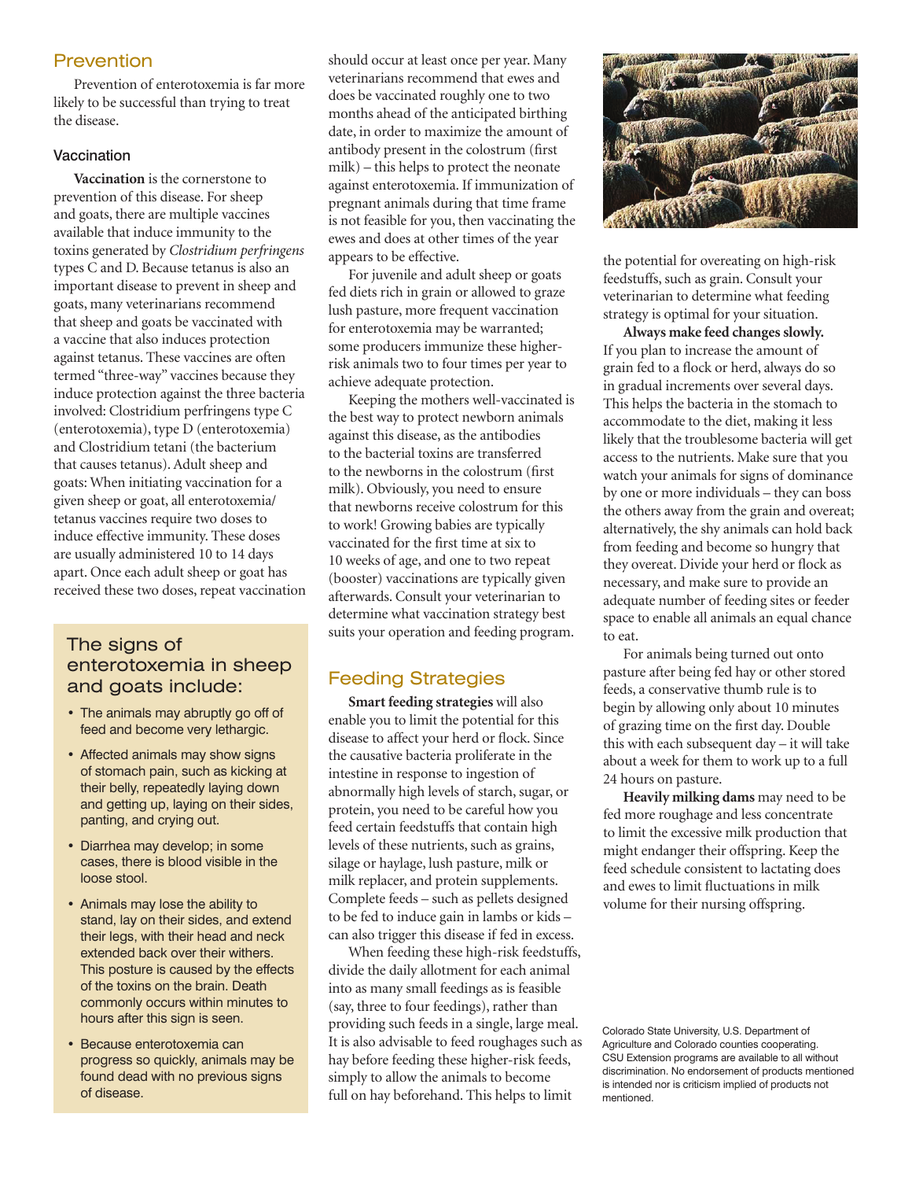## Prevention

Prevention of enterotoxemia is far more likely to be successful than trying to treat the disease.

### Vaccination

**Vaccination** is the cornerstone to prevention of this disease. For sheep and goats, there are multiple vaccines available that induce immunity to the toxins generated by *Clostridium perfringens* types C and D. Because tetanus is also an important disease to prevent in sheep and goats, many veterinarians recommend that sheep and goats be vaccinated with a vaccine that also induces protection against tetanus. These vaccines are often termed "three-way" vaccines because they induce protection against the three bacteria involved: Clostridium perfringens type C (enterotoxemia), type D (enterotoxemia) and Clostridium tetani (the bacterium that causes tetanus). Adult sheep and goats: When initiating vaccination for a given sheep or goat, all enterotoxemia/tetanus vaccines require two doses to induce effective immunity. These doses are usually administered 10 to 14 days apart. Once each adult sheep or goat has received these two doses, repeat vaccination should occur at least once per year. Many veterinarians recommend that ewes and does be vaccinated roughly one to two months ahead of the anticipated birthing date, in order to maximize the amount of antibody present in the colostrum (first milk) – this helps to protect the neonate against enterotoxemia. If immunization of pregnant animals during that time frame is not feasible for you, then vaccinating the ewes and does at other times of the year appears to be effective.

For juvenile and adult sheep or goats fed diets rich in grain or allowed to graze lush pasture, more frequent vaccination for enterotoxemia may be warranted; some producers immunize these higher-risk animals two to four times per year to achieve adequate protection.

Keeping the mothers well-vaccinated is the best way to protect newborn animals against this disease, as the antibodies to the bacterial toxins are transferred to the newborns in the colostrum (first milk). Obviously, you need to ensure that newborns receive colostrum for this to work! Growing babies are typically vaccinated for the first time at six to 10 weeks of age, and one to two repeat (booster) vaccinations are typically given afterwards. Consult your veterinarian to determine what vaccination strategy best suits your operation and feeding program.

### The signs of enterotoxemia in sheep and goats include:

- The animals may abruptly go off of feed and become very lethargic.
- Affected animals may show signs of stomach pain, such as kicking at their belly, repeatedly laying down and getting up, laying on their sides, panting, and crying out.
- Diarrhea may develop; in some cases, there is blood visible in the loose stool.
- Animals may lose the ability to stand, lay on their sides, and extend their legs, with their head and neck extended back over their withers. This posture is caused by the effects of the toxins on the brain. Death commonly occurs within minutes to hours after this sign is seen.
- Because enterotoxemia can progress so quickly, animals may be found dead with no previous signs of disease.

## Feeding Strategies

**Smart feeding strategies** will also enable you to limit the potential for this disease to affect your herd or flock. Since the causative bacteria proliferate in the intestine in response to ingestion of abnormally high levels of starch, sugar, or protein, you need to be careful how you feed certain feedstuffs that contain high levels of these nutrients, such as grains, silage or haylage, lush pasture, milk or milk replacer, and protein supplements. Complete feeds – such as pellets designed to be fed to induce gain in lambs or kids – can also trigger this disease if fed in excess.

When feeding these high-risk feedstuffs, divide the daily allotment for each animal into as many small feedings as is feasible (say, three to four feedings), rather than providing such feeds in a single, large meal. It is also advisable to feed roughages such as hay before feeding these higher-risk feeds, simply to allow the animals to become full on hay beforehand. This helps to limit the potential for overeating on high-risk feedstuffs, such as grain. Consult your veterinarian to determine what feeding strategy is optimal for your situation.

**Always make feed changes slowly.** If you plan to increase the amount of grain fed to a flock or herd, always do so in gradual increments over several days. This helps the bacteria in the stomach to accommodate to the diet, making it less likely that the troublesome bacteria will get access to the nutrients. Make sure that you watch your animals for signs of dominance by one or more individuals – they can boss the others away from the grain and overeat; alternatively, the shy animals can hold back from feeding and become so hungry that they overeat. Divide your herd or flock as necessary, and make sure to provide an adequate number of feeding sites or feeder space to enable all animals an equal chance to eat.

For animals being turned out onto pasture after being fed hay or other stored feeds, a conservative thumb rule is to begin by allowing only about 10 minutes of grazing time on the first day. Double this with each subsequent day – it will take about a week for them to work up to a full 24 hours on pasture.

**Heavily milking dams** may need to be fed more roughage and less concentrate to limit the excessive milk production that might endanger their offspring. Keep the feed schedule consistent to lactating does and ewes to limit fluctuations in milk volume for their nursing offspring.

Colorado State University, U.S. Department of Agriculture and Colorado counties cooperating. CSU Extension programs are available to all without discrimination. No endorsement of products mentioned is intended nor is criticism implied of products not mentioned.